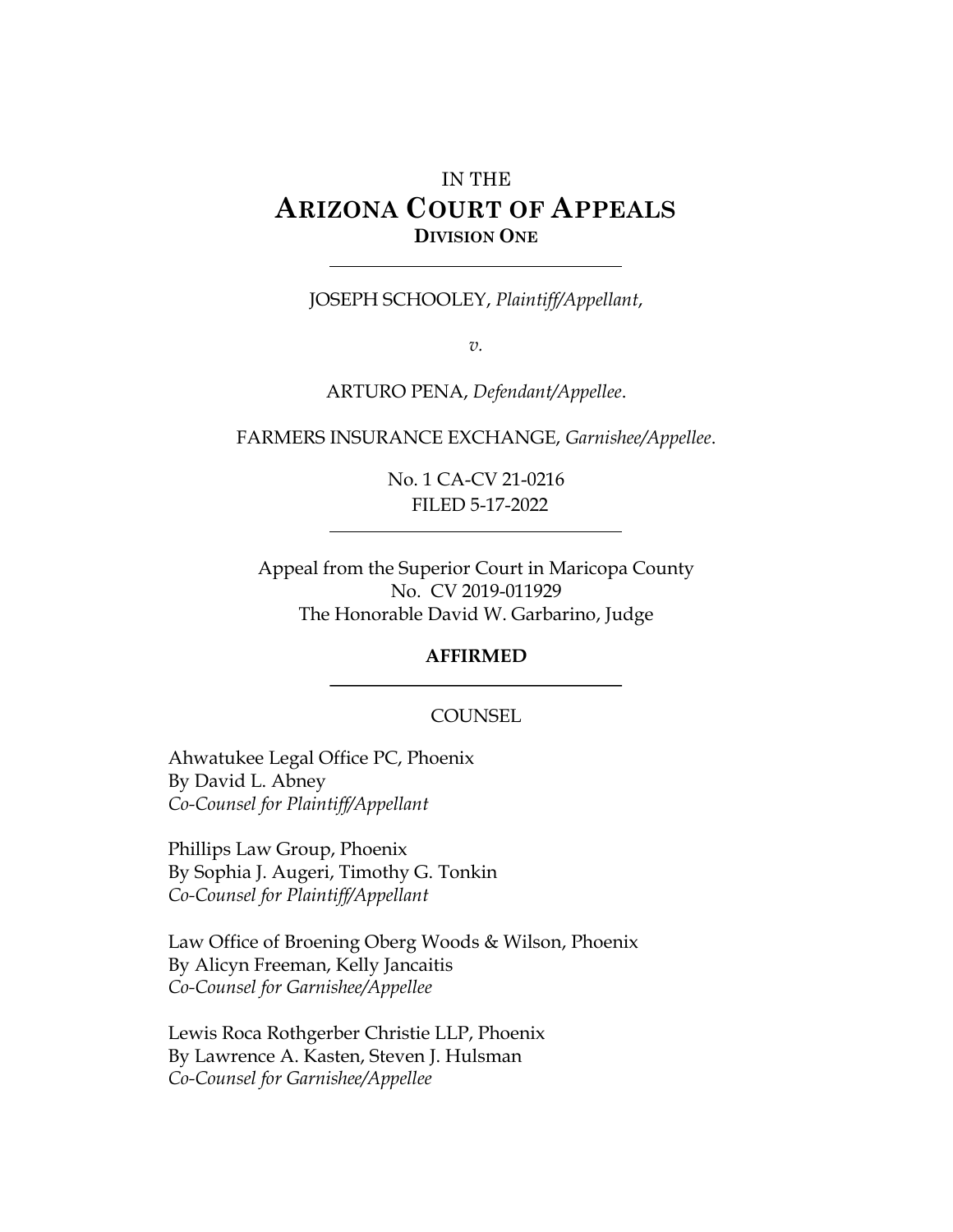# IN THE
# ARIZONA COURT OF APPEALS
## DIVISION ONE

---

JOSEPH SCHOOLEY, *Plaintiff/Appellant*,

*v.*

ARTURO PENA, *Defendant/Appellee*.

FARMERS INSURANCE EXCHANGE, *Garnishee/Appellee*.

No. 1 CA-CV 21-0216
FILED 5-17-2022

---

Appeal from the Superior Court in Maricopa County
No. CV 2019-011929
The Honorable David W. Garbarino, Judge

**AFFIRMED**

---

COUNSEL

Ahwatukee Legal Office PC, Phoenix
By David L. Abney
*Co-Counsel for Plaintiff/Appellant*

Phillips Law Group, Phoenix
By Sophia J. Augeri, Timothy G. Tonkin
*Co-Counsel for Plaintiff/Appellant*

Law Office of Broening Oberg Woods & Wilson, Phoenix
By Alicyn Freeman, Kelly Jancaitis
*Co-Counsel for Garnishee/Appellee*

Lewis Roca Rothgerber Christie LLP, Phoenix
By Lawrence A. Kasten, Steven J. Hulsman
*Co-Counsel for Garnishee/Appellee*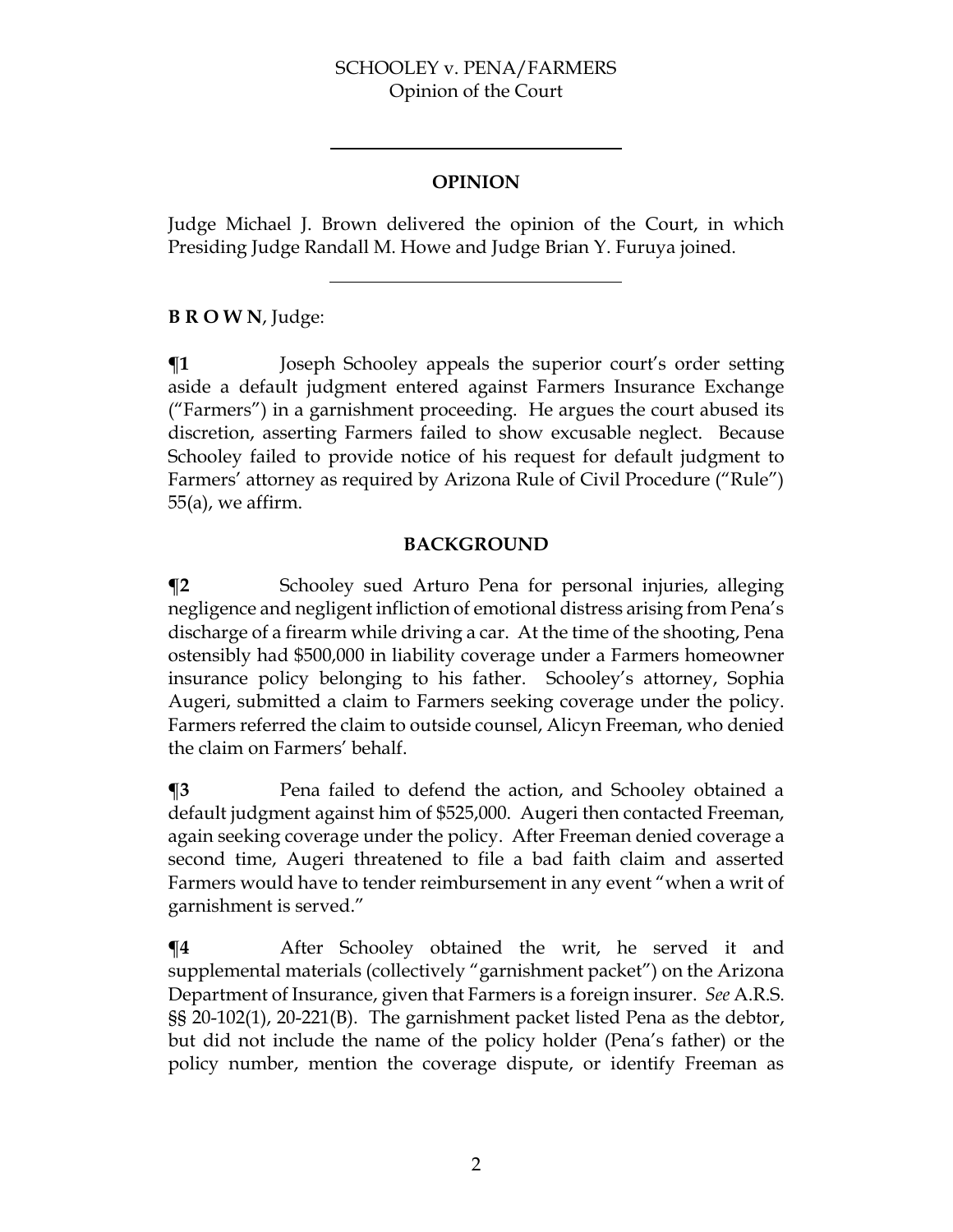## OPINION

Judge Michael J. Brown delivered the opinion of the Court, in which Presiding Judge Randall M. Howe and Judge Brian Y. Furuya joined.

**B R O W N**, Judge:

**¶1** Joseph Schooley appeals the superior court's order setting aside a default judgment entered against Farmers Insurance Exchange ("Farmers") in a garnishment proceeding. He argues the court abused its discretion, asserting Farmers failed to show excusable neglect. Because Schooley failed to provide notice of his request for default judgment to Farmers' attorney as required by Arizona Rule of Civil Procedure ("Rule") 55(a), we affirm.

## BACKGROUND

**¶2** Schooley sued Arturo Pena for personal injuries, alleging negligence and negligent infliction of emotional distress arising from Pena's discharge of a firearm while driving a car. At the time of the shooting, Pena ostensibly had $500,000 in liability coverage under a Farmers homeowner insurance policy belonging to his father. Schooley's attorney, Sophia Augeri, submitted a claim to Farmers seeking coverage under the policy. Farmers referred the claim to outside counsel, Alicyn Freeman, who denied the claim on Farmers' behalf.

**¶3** Pena failed to defend the action, and Schooley obtained a default judgment against him of $525,000. Augeri then contacted Freeman, again seeking coverage under the policy. After Freeman denied coverage a second time, Augeri threatened to file a bad faith claim and asserted Farmers would have to tender reimbursement in any event "when a writ of garnishment is served."

**¶4** After Schooley obtained the writ, he served it and supplemental materials (collectively "garnishment packet") on the Arizona Department of Insurance, given that Farmers is a foreign insurer. *See* A.R.S. §§ 20-102(1), 20-221(B). The garnishment packet listed Pena as the debtor, but did not include the name of the policy holder (Pena's father) or the policy number, mention the coverage dispute, or identify Freeman as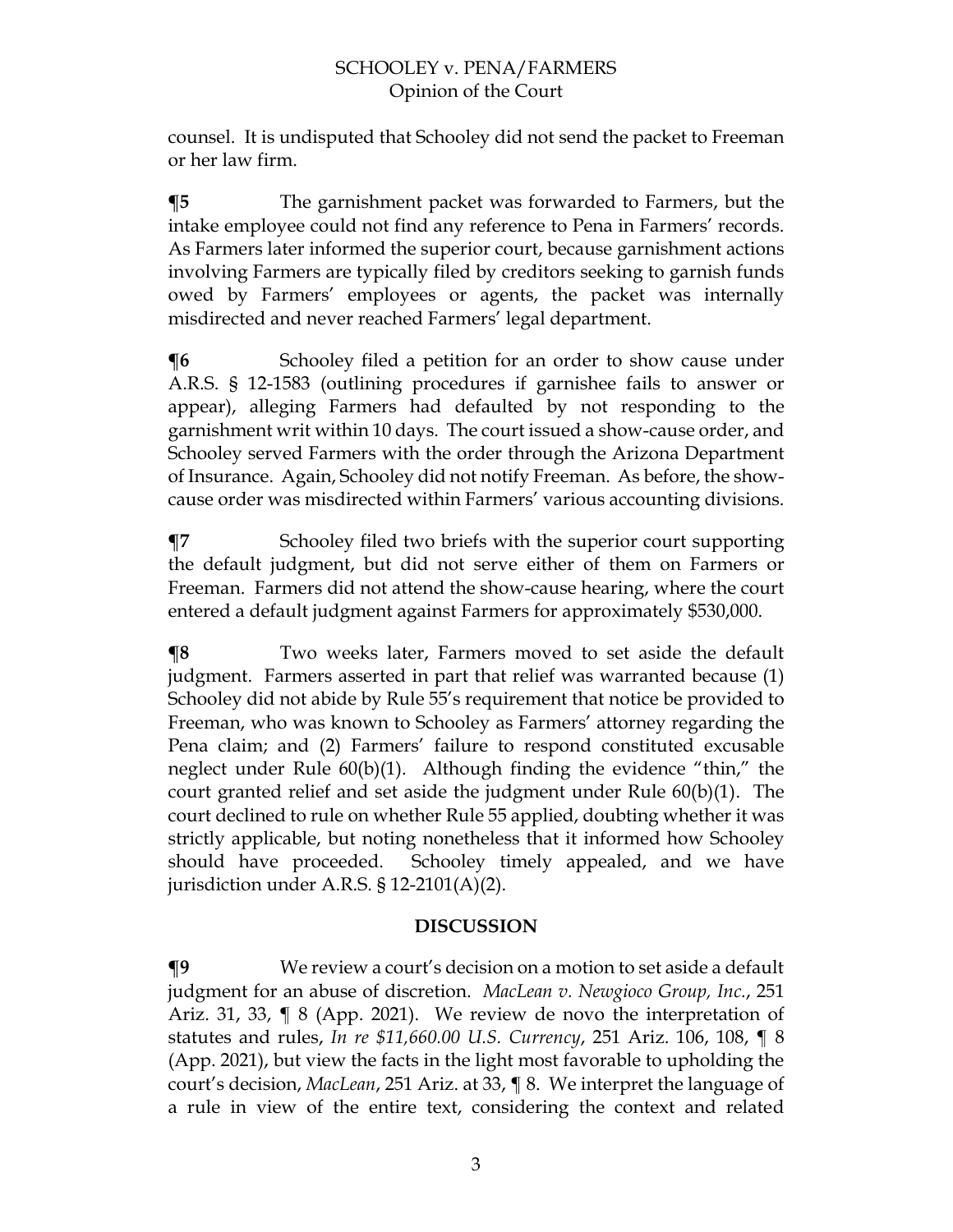counsel. It is undisputed that Schooley did not send the packet to Freeman or her law firm.

**¶5** The garnishment packet was forwarded to Farmers, but the intake employee could not find any reference to Pena in Farmers' records. As Farmers later informed the superior court, because garnishment actions involving Farmers are typically filed by creditors seeking to garnish funds owed by Farmers' employees or agents, the packet was internally misdirected and never reached Farmers' legal department.

**¶6** Schooley filed a petition for an order to show cause under A.R.S. § 12-1583 (outlining procedures if garnishee fails to answer or appear), alleging Farmers had defaulted by not responding to the garnishment writ within 10 days. The court issued a show-cause order, and Schooley served Farmers with the order through the Arizona Department of Insurance. Again, Schooley did not notify Freeman. As before, the show-cause order was misdirected within Farmers' various accounting divisions.

**¶7** Schooley filed two briefs with the superior court supporting the default judgment, but did not serve either of them on Farmers or Freeman. Farmers did not attend the show-cause hearing, where the court entered a default judgment against Farmers for approximately $530,000.

**¶8** Two weeks later, Farmers moved to set aside the default judgment. Farmers asserted in part that relief was warranted because (1) Schooley did not abide by Rule 55's requirement that notice be provided to Freeman, who was known to Schooley as Farmers' attorney regarding the Pena claim; and (2) Farmers' failure to respond constituted excusable neglect under Rule 60(b)(1). Although finding the evidence "thin," the court granted relief and set aside the judgment under Rule 60(b)(1). The court declined to rule on whether Rule 55 applied, doubting whether it was strictly applicable, but noting nonetheless that it informed how Schooley should have proceeded. Schooley timely appealed, and we have jurisdiction under A.R.S. § 12-2101(A)(2).

## DISCUSSION

**¶9** We review a court's decision on a motion to set aside a default judgment for an abuse of discretion. *MacLean v. Newgioco Group, Inc.*, 251 Ariz. 31, 33, ¶ 8 (App. 2021). We review de novo the interpretation of statutes and rules, *In re $11,660.00 U.S. Currency*, 251 Ariz. 106, 108, ¶ 8 (App. 2021), but view the facts in the light most favorable to upholding the court's decision, *MacLean*, 251 Ariz. at 33, ¶ 8. We interpret the language of a rule in view of the entire text, considering the context and related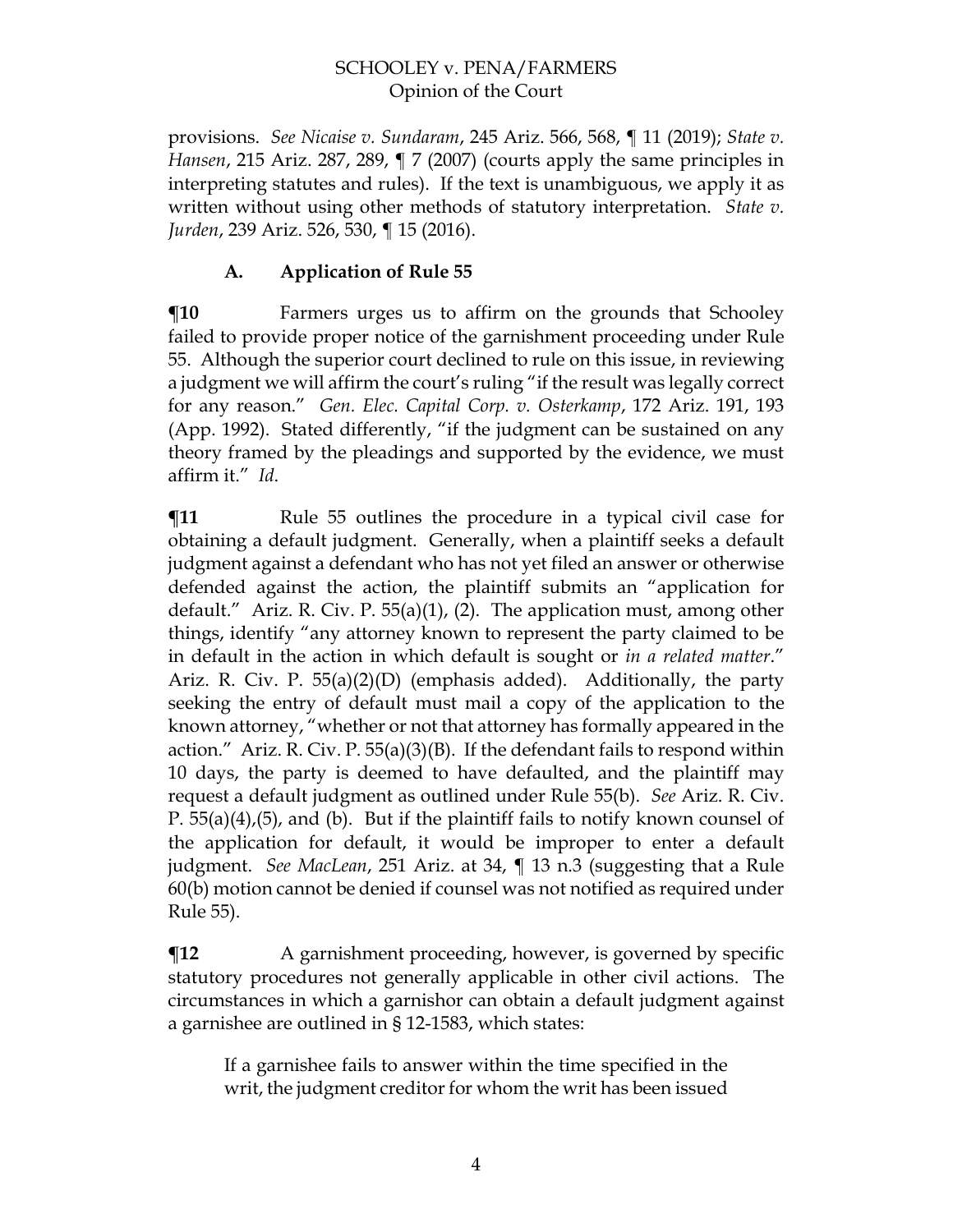provisions. *See Nicaise v. Sundaram*, 245 Ariz. 566, 568, ¶ 11 (2019); *State v. Hansen*, 215 Ariz. 287, 289, ¶ 7 (2007) (courts apply the same principles in interpreting statutes and rules). If the text is unambiguous, we apply it as written without using other methods of statutory interpretation. *State v. Jurden*, 239 Ariz. 526, 530, ¶ 15 (2016).

### A. Application of Rule 55

**¶10** Farmers urges us to affirm on the grounds that Schooley failed to provide proper notice of the garnishment proceeding under Rule 55. Although the superior court declined to rule on this issue, in reviewing a judgment we will affirm the court's ruling "if the result was legally correct for any reason." *Gen. Elec. Capital Corp. v. Osterkamp*, 172 Ariz. 191, 193 (App. 1992). Stated differently, "if the judgment can be sustained on any theory framed by the pleadings and supported by the evidence, we must affirm it." *Id*.

**¶11** Rule 55 outlines the procedure in a typical civil case for obtaining a default judgment. Generally, when a plaintiff seeks a default judgment against a defendant who has not yet filed an answer or otherwise defended against the action, the plaintiff submits an "application for default." Ariz. R. Civ. P. 55(a)(1), (2). The application must, among other things, identify "any attorney known to represent the party claimed to be in default in the action in which default is sought or *in a related matter*." Ariz. R. Civ. P. 55(a)(2)(D) (emphasis added). Additionally, the party seeking the entry of default must mail a copy of the application to the known attorney, "whether or not that attorney has formally appeared in the action." Ariz. R. Civ. P. 55(a)(3)(B). If the defendant fails to respond within 10 days, the party is deemed to have defaulted, and the plaintiff may request a default judgment as outlined under Rule 55(b). *See* Ariz. R. Civ. P. 55(a)(4),(5), and (b). But if the plaintiff fails to notify known counsel of the application for default, it would be improper to enter a default judgment. *See MacLean*, 251 Ariz. at 34, ¶ 13 n.3 (suggesting that a Rule 60(b) motion cannot be denied if counsel was not notified as required under Rule 55).

**¶12** A garnishment proceeding, however, is governed by specific statutory procedures not generally applicable in other civil actions. The circumstances in which a garnishor can obtain a default judgment against a garnishee are outlined in § 12-1583, which states:

> If a garnishee fails to answer within the time specified in the writ, the judgment creditor for whom the writ has been issued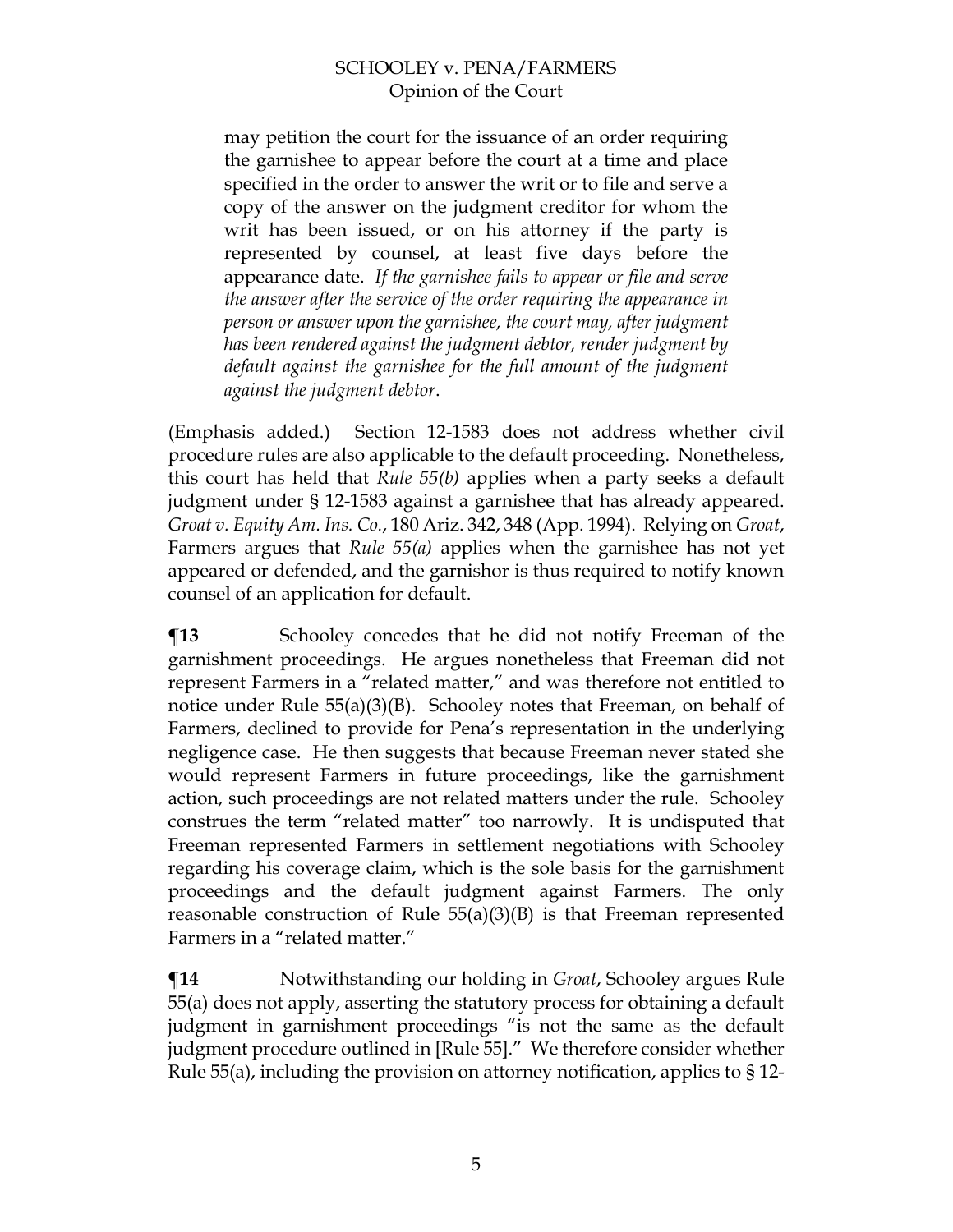> may petition the court for the issuance of an order requiring the garnishee to appear before the court at a time and place specified in the order to answer the writ or to file and serve a copy of the answer on the judgment creditor for whom the writ has been issued, or on his attorney if the party is represented by counsel, at least five days before the appearance date. *If the garnishee fails to appear or file and serve the answer after the service of the order requiring the appearance in person or answer upon the garnishee, the court may, after judgment has been rendered against the judgment debtor, render judgment by default against the garnishee for the full amount of the judgment against the judgment debtor*.

(Emphasis added.) Section 12-1583 does not address whether civil procedure rules are also applicable to the default proceeding. Nonetheless, this court has held that *Rule 55(b)* applies when a party seeks a default judgment under § 12-1583 against a garnishee that has already appeared. *Groat v. Equity Am. Ins. Co.*, 180 Ariz. 342, 348 (App. 1994). Relying on *Groat*, Farmers argues that *Rule 55(a)* applies when the garnishee has not yet appeared or defended, and the garnishor is thus required to notify known counsel of an application for default.

**¶13** Schooley concedes that he did not notify Freeman of the garnishment proceedings. He argues nonetheless that Freeman did not represent Farmers in a "related matter," and was therefore not entitled to notice under Rule 55(a)(3)(B). Schooley notes that Freeman, on behalf of Farmers, declined to provide for Pena's representation in the underlying negligence case. He then suggests that because Freeman never stated she would represent Farmers in future proceedings, like the garnishment action, such proceedings are not related matters under the rule. Schooley construes the term "related matter" too narrowly. It is undisputed that Freeman represented Farmers in settlement negotiations with Schooley regarding his coverage claim, which is the sole basis for the garnishment proceedings and the default judgment against Farmers. The only reasonable construction of Rule 55(a)(3)(B) is that Freeman represented Farmers in a "related matter."

**¶14** Notwithstanding our holding in *Groat*, Schooley argues Rule 55(a) does not apply, asserting the statutory process for obtaining a default judgment in garnishment proceedings "is not the same as the default judgment procedure outlined in [Rule 55]." We therefore consider whether Rule 55(a), including the provision on attorney notification, applies to § 12-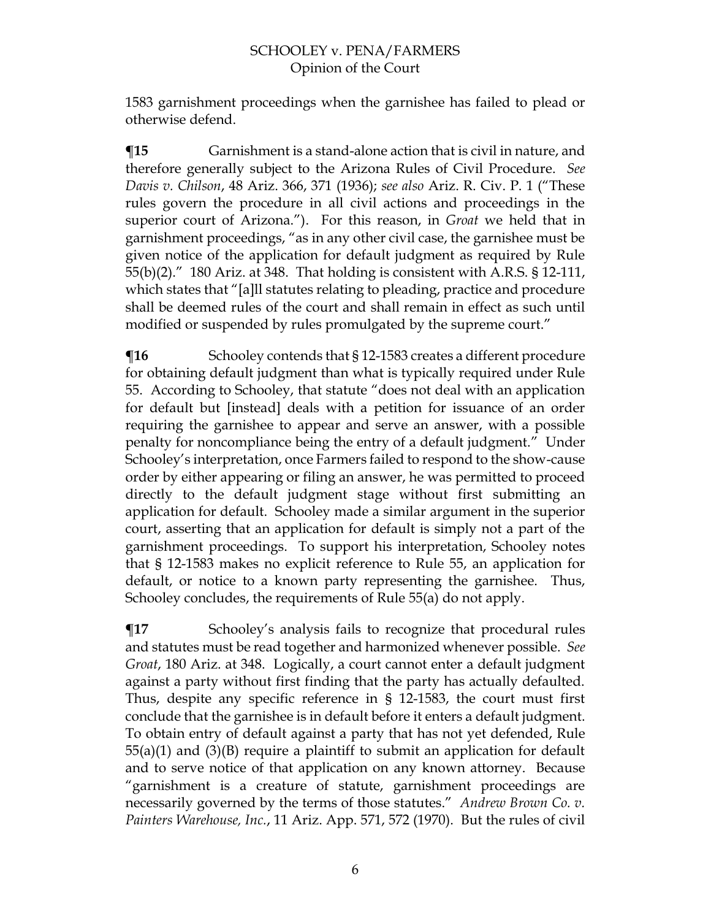1583 garnishment proceedings when the garnishee has failed to plead or otherwise defend.

**¶15** Garnishment is a stand-alone action that is civil in nature, and therefore generally subject to the Arizona Rules of Civil Procedure. *See Davis v. Chilson*, 48 Ariz. 366, 371 (1936); *see also* Ariz. R. Civ. P. 1 ("These rules govern the procedure in all civil actions and proceedings in the superior court of Arizona."). For this reason, in *Groat* we held that in garnishment proceedings, "as in any other civil case, the garnishee must be given notice of the application for default judgment as required by Rule 55(b)(2)." 180 Ariz. at 348. That holding is consistent with A.R.S. § 12-111, which states that "[a]ll statutes relating to pleading, practice and procedure shall be deemed rules of the court and shall remain in effect as such until modified or suspended by rules promulgated by the supreme court."

**¶16** Schooley contends that § 12-1583 creates a different procedure for obtaining default judgment than what is typically required under Rule 55. According to Schooley, that statute "does not deal with an application for default but [instead] deals with a petition for issuance of an order requiring the garnishee to appear and serve an answer, with a possible penalty for noncompliance being the entry of a default judgment." Under Schooley's interpretation, once Farmers failed to respond to the show-cause order by either appearing or filing an answer, he was permitted to proceed directly to the default judgment stage without first submitting an application for default. Schooley made a similar argument in the superior court, asserting that an application for default is simply not a part of the garnishment proceedings. To support his interpretation, Schooley notes that § 12-1583 makes no explicit reference to Rule 55, an application for default, or notice to a known party representing the garnishee. Thus, Schooley concludes, the requirements of Rule 55(a) do not apply.

**¶17** Schooley's analysis fails to recognize that procedural rules and statutes must be read together and harmonized whenever possible. *See Groat*, 180 Ariz. at 348. Logically, a court cannot enter a default judgment against a party without first finding that the party has actually defaulted. Thus, despite any specific reference in § 12-1583, the court must first conclude that the garnishee is in default before it enters a default judgment. To obtain entry of default against a party that has not yet defended, Rule 55(a)(1) and (3)(B) require a plaintiff to submit an application for default and to serve notice of that application on any known attorney. Because "garnishment is a creature of statute, garnishment proceedings are necessarily governed by the terms of those statutes." *Andrew Brown Co. v. Painters Warehouse, Inc.*, 11 Ariz. App. 571, 572 (1970). But the rules of civil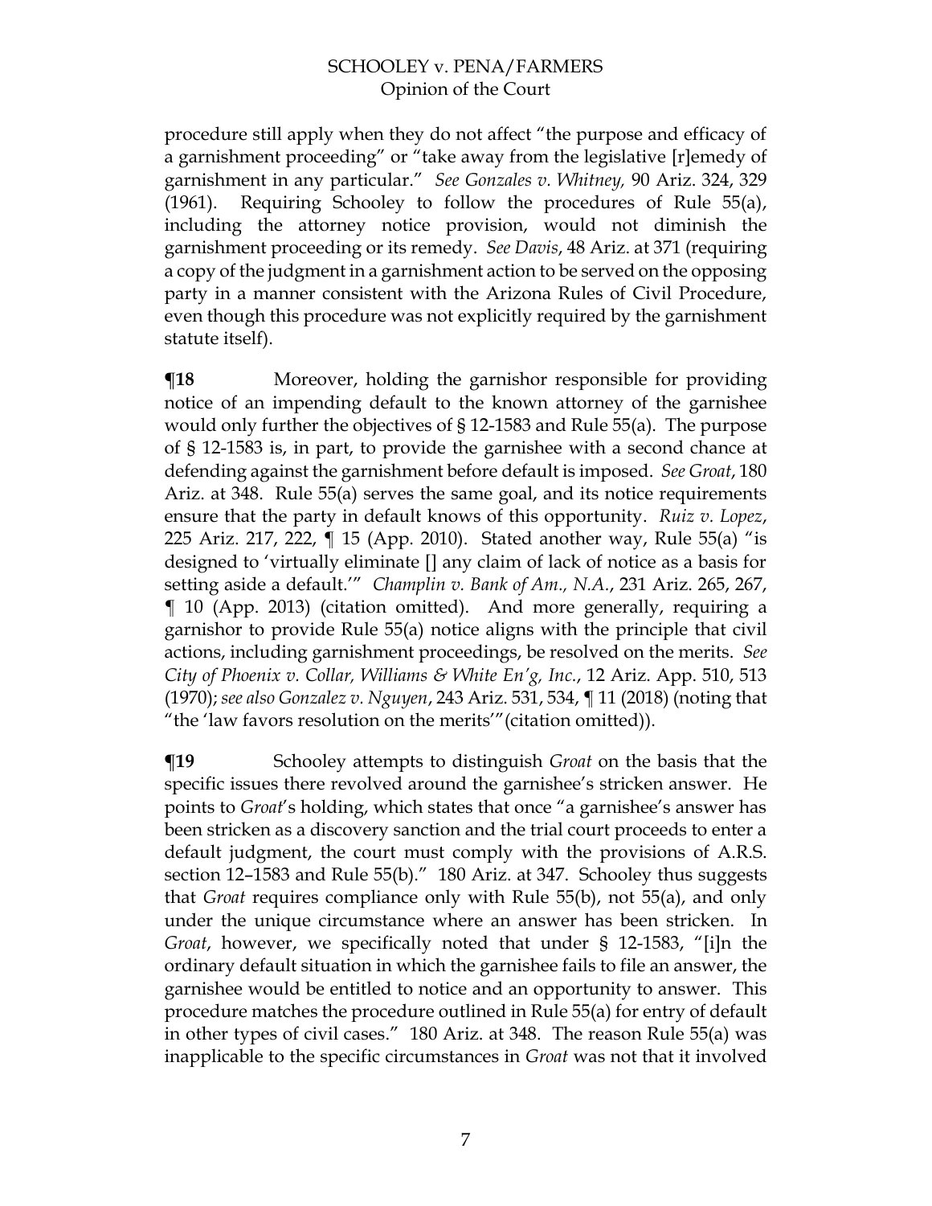procedure still apply when they do not affect "the purpose and efficacy of a garnishment proceeding" or "take away from the legislative [r]emedy of garnishment in any particular." *See Gonzales v. Whitney,* 90 Ariz. 324, 329 (1961). Requiring Schooley to follow the procedures of Rule 55(a), including the attorney notice provision, would not diminish the garnishment proceeding or its remedy. *See Davis*, 48 Ariz. at 371 (requiring a copy of the judgment in a garnishment action to be served on the opposing party in a manner consistent with the Arizona Rules of Civil Procedure, even though this procedure was not explicitly required by the garnishment statute itself).

**¶18** Moreover, holding the garnishor responsible for providing notice of an impending default to the known attorney of the garnishee would only further the objectives of § 12-1583 and Rule 55(a). The purpose of § 12-1583 is, in part, to provide the garnishee with a second chance at defending against the garnishment before default is imposed. *See Groat*, 180 Ariz. at 348. Rule 55(a) serves the same goal, and its notice requirements ensure that the party in default knows of this opportunity. *Ruiz v. Lopez*, 225 Ariz. 217, 222, ¶ 15 (App. 2010). Stated another way, Rule 55(a) "is designed to 'virtually eliminate [] any claim of lack of notice as a basis for setting aside a default.'" *Champlin v. Bank of Am., N.A.*, 231 Ariz. 265, 267, ¶ 10 (App. 2013) (citation omitted). And more generally, requiring a garnishor to provide Rule 55(a) notice aligns with the principle that civil actions, including garnishment proceedings, be resolved on the merits. *See City of Phoenix v. Collar, Williams & White En'g, Inc.*, 12 Ariz. App. 510, 513 (1970); *see also Gonzalez v. Nguyen*, 243 Ariz. 531, 534, ¶ 11 (2018) (noting that "the 'law favors resolution on the merits'"(citation omitted)).

**¶19** Schooley attempts to distinguish *Groat* on the basis that the specific issues there revolved around the garnishee's stricken answer. He points to *Groat*'s holding, which states that once "a garnishee's answer has been stricken as a discovery sanction and the trial court proceeds to enter a default judgment, the court must comply with the provisions of A.R.S. section 12–1583 and Rule 55(b)." 180 Ariz. at 347. Schooley thus suggests that *Groat* requires compliance only with Rule 55(b), not 55(a), and only under the unique circumstance where an answer has been stricken. In *Groat*, however, we specifically noted that under § 12-1583, "[i]n the ordinary default situation in which the garnishee fails to file an answer, the garnishee would be entitled to notice and an opportunity to answer. This procedure matches the procedure outlined in Rule 55(a) for entry of default in other types of civil cases." 180 Ariz. at 348. The reason Rule 55(a) was inapplicable to the specific circumstances in *Groat* was not that it involved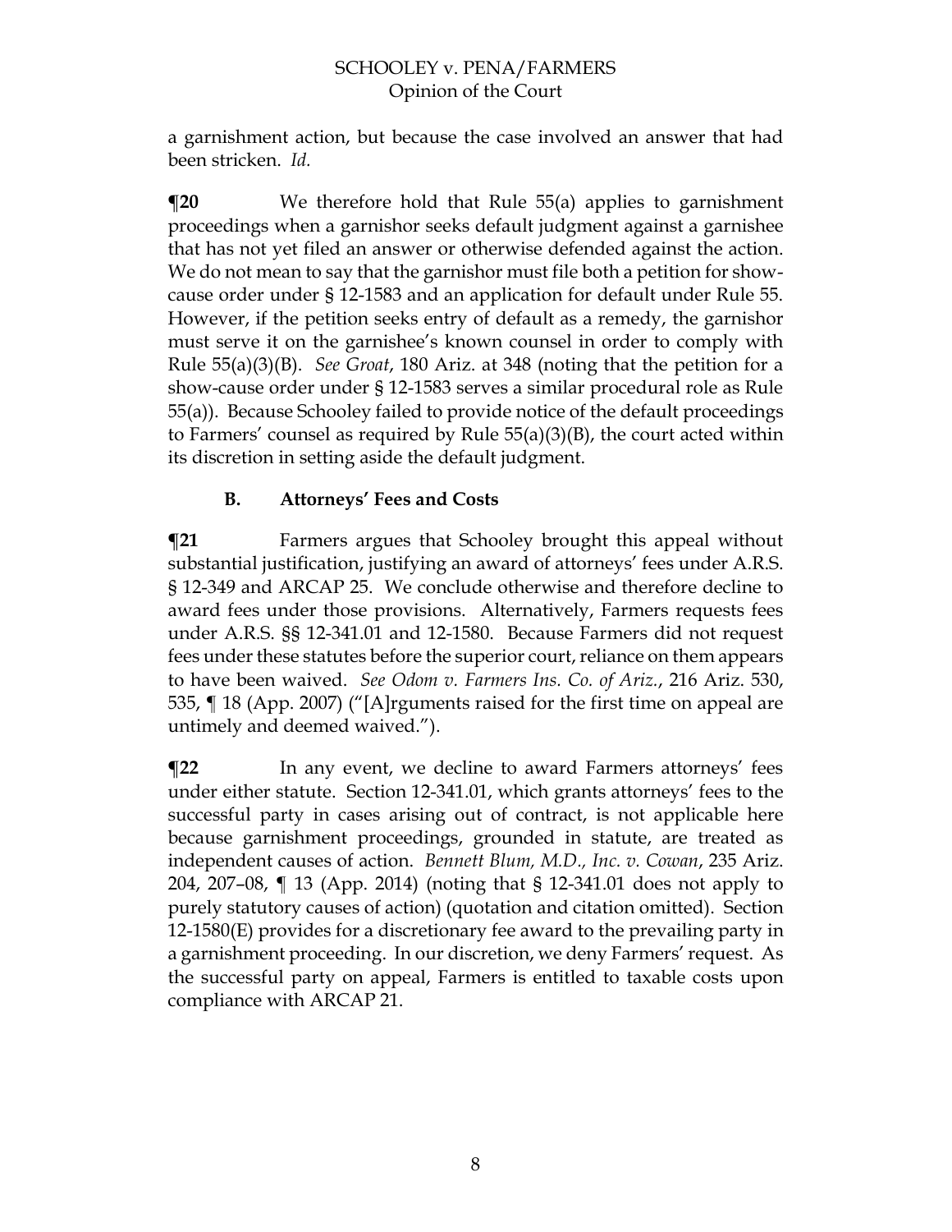a garnishment action, but because the case involved an answer that had been stricken. *Id.*

**¶20** We therefore hold that Rule 55(a) applies to garnishment proceedings when a garnishor seeks default judgment against a garnishee that has not yet filed an answer or otherwise defended against the action. We do not mean to say that the garnishor must file both a petition for show-cause order under § 12-1583 and an application for default under Rule 55. However, if the petition seeks entry of default as a remedy, the garnishor must serve it on the garnishee's known counsel in order to comply with Rule 55(a)(3)(B). *See Groat*, 180 Ariz. at 348 (noting that the petition for a show-cause order under § 12-1583 serves a similar procedural role as Rule 55(a)). Because Schooley failed to provide notice of the default proceedings to Farmers' counsel as required by Rule 55(a)(3)(B), the court acted within its discretion in setting aside the default judgment.

### B. Attorneys' Fees and Costs

**¶21** Farmers argues that Schooley brought this appeal without substantial justification, justifying an award of attorneys' fees under A.R.S. § 12-349 and ARCAP 25. We conclude otherwise and therefore decline to award fees under those provisions. Alternatively, Farmers requests fees under A.R.S. §§ 12-341.01 and 12-1580. Because Farmers did not request fees under these statutes before the superior court, reliance on them appears to have been waived. *See Odom v. Farmers Ins. Co. of Ariz.*, 216 Ariz. 530, 535, ¶ 18 (App. 2007) ("[A]rguments raised for the first time on appeal are untimely and deemed waived.").

**¶22** In any event, we decline to award Farmers attorneys' fees under either statute. Section 12-341.01, which grants attorneys' fees to the successful party in cases arising out of contract, is not applicable here because garnishment proceedings, grounded in statute, are treated as independent causes of action. *Bennett Blum, M.D., Inc. v. Cowan*, 235 Ariz. 204, 207–08, ¶ 13 (App. 2014) (noting that § 12-341.01 does not apply to purely statutory causes of action) (quotation and citation omitted). Section 12-1580(E) provides for a discretionary fee award to the prevailing party in a garnishment proceeding. In our discretion, we deny Farmers' request. As the successful party on appeal, Farmers is entitled to taxable costs upon compliance with ARCAP 21.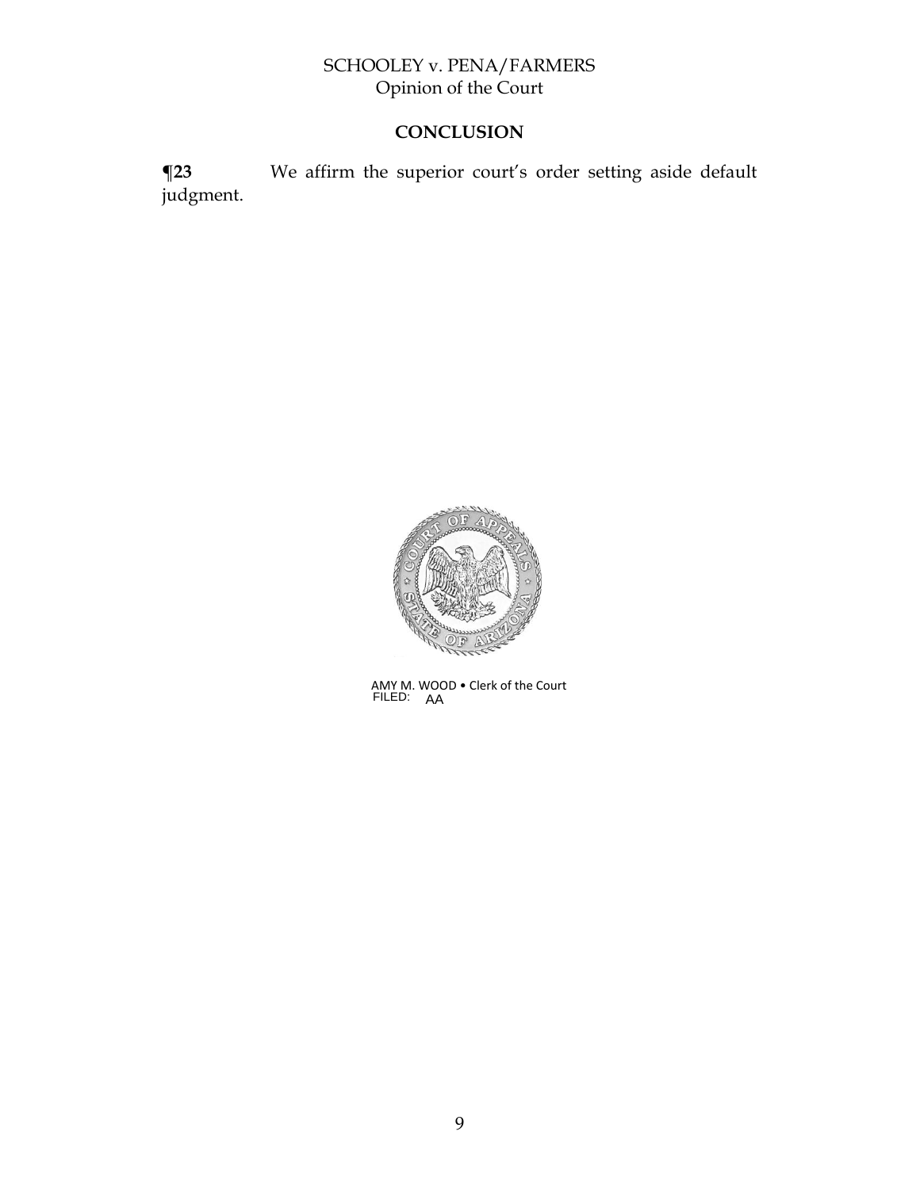## CONCLUSION

**¶23** We affirm the superior court's order setting aside default judgment.

AMY M. WOOD • Clerk of the Court
FILED: AA